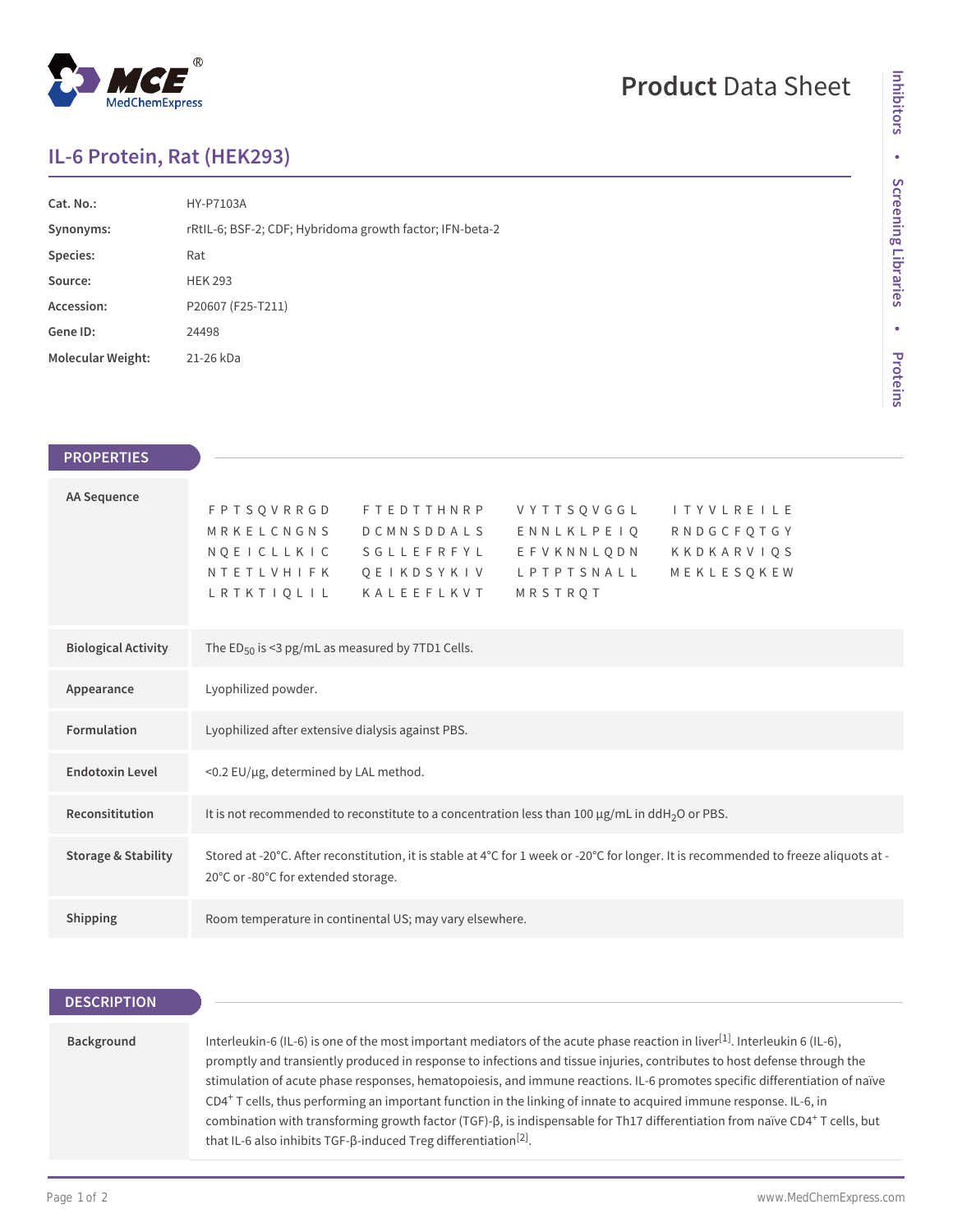# IL-6 Protein, Rat (HEK293)

| | |
|---|---|
| **Cat. No.:** | HY-P7103A |
| **Synonyms:** | rRtIL-6; BSF-2; CDF; Hybridoma growth factor; IFN-beta-2 |
| **Species:** | Rat |
| **Source:** | HEK 293 |
| **Accession:** | P20607 (F25-T211) |
| **Gene ID:** | 24498 |
| **Molecular Weight:** | 21-26 kDa |

## PROPERTIES

| | |
|---|---|
| **AA Sequence** | FPTSQVRRGD FTEDTTHNRP VYTTSQVGGL ITYVLREILE MRKELCNGNS DCMNSDDALS ENNLKLPEIQ RNDGCFQTGY NQEICLLKIC SGLLEFRFYL EFVKNNLQDN KKDKARVIQS NTETLVHIFK QEIKDSYKIV LPTPTSNALL MEKLESQKEW LRTKTIQLIL KALEEFLKVT MRSTRQT |
| **Biological Activity** | The $ED_{50}$ is <3 pg/mL as measured by 7TD1 Cells. |
| **Appearance** | Lyophilized powder. |
| **Formulation** | Lyophilized after extensive dialysis against PBS. |
| **Endotoxin Level** | <0.2 EU/μg, determined by LAL method. |
| **Reconsititution** | It is not recommended to reconstitute to a concentration less than 100 μg/mL in $ddH_2O$ or PBS. |
| **Storage & Stability** | Stored at -20°C. After reconstitution, it is stable at 4°C for 1 week or -20°C for longer. It is recommended to freeze aliquots at -20°C or -80°C for extended storage. |
| **Shipping** | Room temperature in continental US; may vary elsewhere. |

## DESCRIPTION

| | |
|---|---|
| **Background** | Interleukin-6 (IL-6) is one of the most important mediators of the acute phase reaction in liver[1]. Interleukin 6 (IL-6), promptly and transiently produced in response to infections and tissue injuries, contributes to host defense through the stimulation of acute phase responses, hematopoiesis, and immune reactions. IL-6 promotes specific differentiation of naïve $CD4^+$ T cells, thus performing an important function in the linking of innate to acquired immune response. IL-6, in combination with transforming growth factor (TGF)-β, is indispensable for Th17 differentiation from naïve $CD4^+$ T cells, but that IL-6 also inhibits TGF-β-induced Treg differentiation[2]. |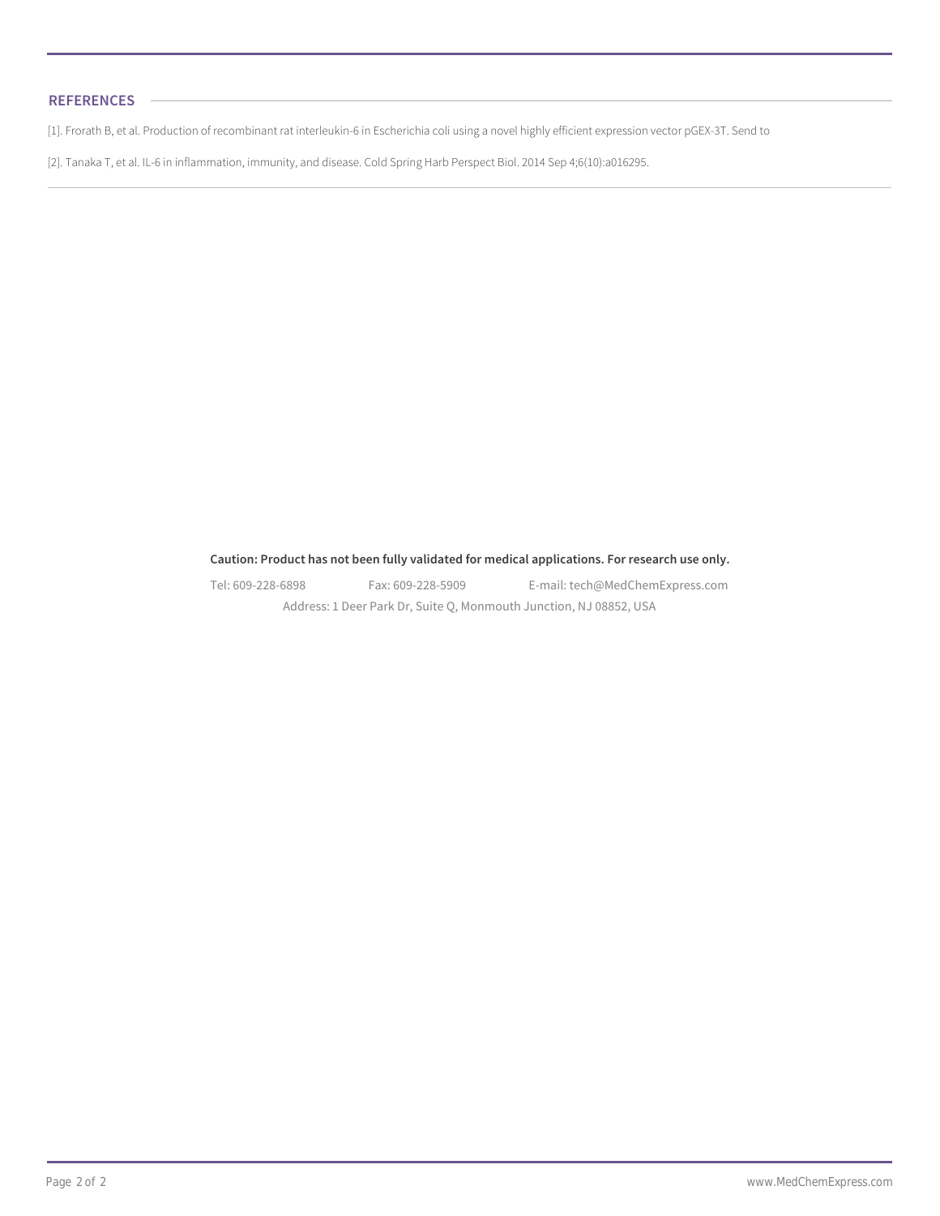## REFERENCES

[1]. Frorath B, et al. Production of recombinant rat interleukin-6 in Escherichia coli using a novel highly efficient expression vector pGEX-3T. Send to

[2]. Tanaka T, et al. IL-6 in inflammation, immunity, and disease. Cold Spring Harb Perspect Biol. 2014 Sep 4;6(10):a016295.

**Caution: Product has not been fully validated for medical applications. For research use only.**

Tel: 609-228-6898 Fax: 609-228-5909 E-mail: tech@MedChemExpress.com

Address: 1 Deer Park Dr, Suite Q, Monmouth Junction, NJ 08852, USA